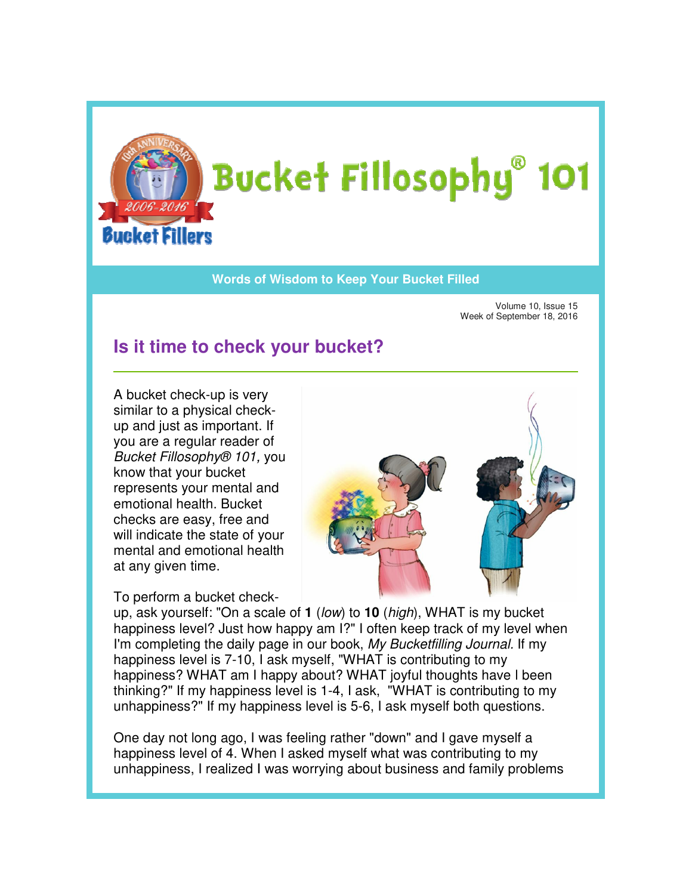# Bucket Fillosophy® 101

**Words of Wisdom to Keep Your Bucket Filled**

Volume 10, Issue 15
Week of September 18, 2016

## Is it time to check your bucket?

A bucket check-up is very similar to a physical check-up and just as important. If you are a regular reader of *Bucket Fillosophy® 101,* you know that your bucket represents your mental and emotional health. Bucket checks are easy, free and will indicate the state of your mental and emotional health at any given time.

To perform a bucket check-up, ask yourself: "On a scale of **1** (*low*) to **10** (*high*), WHAT is my bucket happiness level? Just how happy am I?" I often keep track of my level when I'm completing the daily page in our book, *My Bucketfilling Journal.* If my happiness level is 7-10, I ask myself, "WHAT is contributing to my happiness? WHAT am I happy about? WHAT joyful thoughts have I been thinking?" If my happiness level is 1-4, I ask, "WHAT is contributing to my unhappiness?" If my happiness level is 5-6, I ask myself both questions.

One day not long ago, I was feeling rather "down" and I gave myself a happiness level of 4. When I asked myself what was contributing to my unhappiness, I realized I was worrying about business and family problems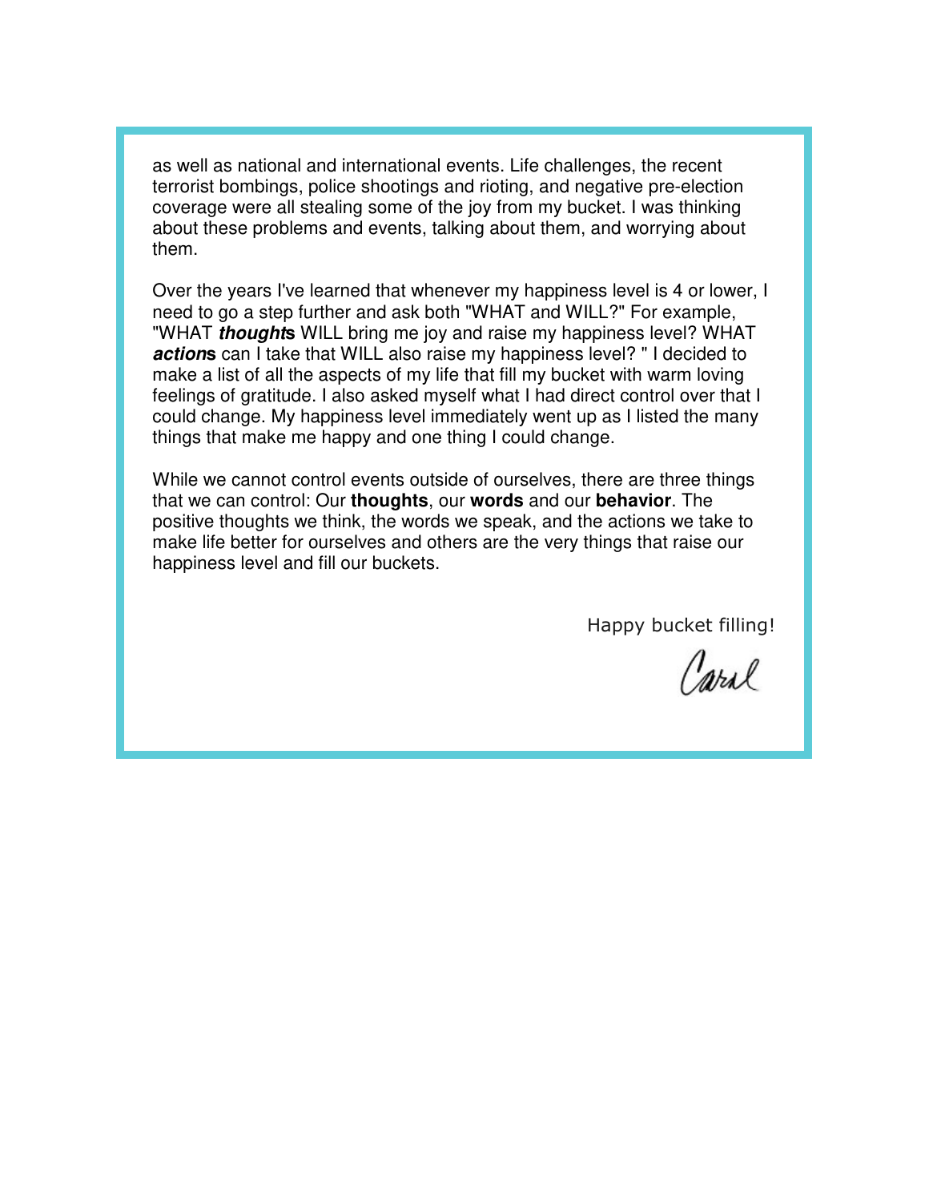as well as national and international events. Life challenges, the recent terrorist bombings, police shootings and rioting, and negative pre-election coverage were all stealing some of the joy from my bucket. I was thinking about these problems and events, talking about them, and worrying about them.

Over the years I've learned that whenever my happiness level is 4 or lower, I need to go a step further and ask both "WHAT and WILL?" For example, "WHAT ***thought*s** WILL bring me joy and raise my happiness level? WHAT ***action*s** can I take that WILL also raise my happiness level? " I decided to make a list of all the aspects of my life that fill my bucket with warm loving feelings of gratitude. I also asked myself what I had direct control over that I could change. My happiness level immediately went up as I listed the many things that make me happy and one thing I could change.

While we cannot control events outside of ourselves, there are three things that we can control: Our **thoughts**, our **words** and our **behavior**. The positive thoughts we think, the words we speak, and the actions we take to make life better for ourselves and others are the very things that raise our happiness level and fill our buckets.

Happy bucket filling!

Carol